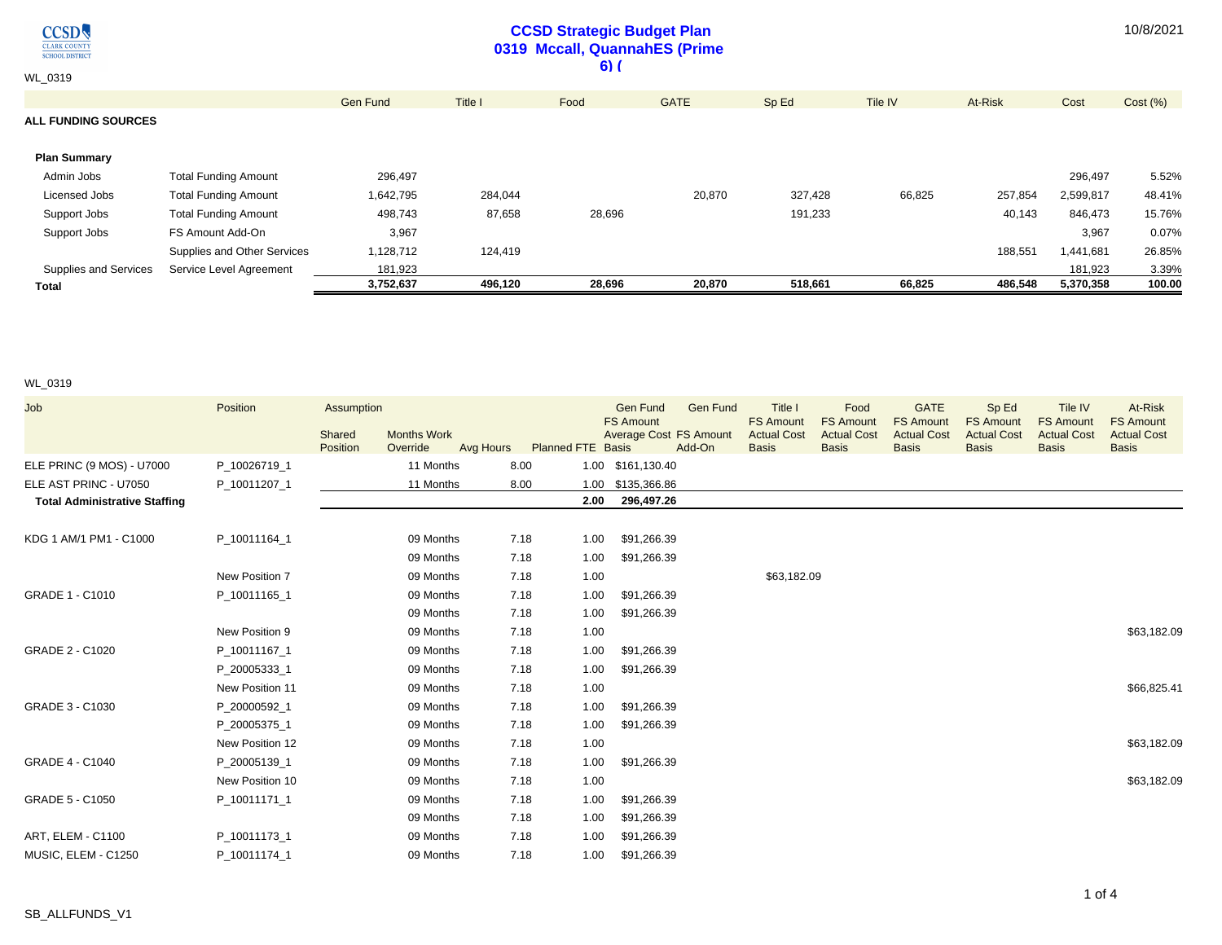# CCSD Strategic Budget Plan
## 0319 Mccall, QuannahES (Prime 6) (

WL_0319

## ALL FUNDING SOURCES

| | | Gen Fund | Title I | Food | GATE | Sp Ed | Tile IV | At-Risk | Cost | Cost (%) |
|---|---|---|---|---|---|---|---|---|---|---|
| **Plan Summary** | | | | | | | | | | |
| Admin Jobs | Total Funding Amount | 296,497 | | | | | | | 296,497 | 5.52% |
| Licensed Jobs | Total Funding Amount | 1,642,795 | 284,044 | | 20,870 | 327,428 | 66,825 | 257,854 | 2,599,817 | 48.41% |
| Support Jobs | Total Funding Amount | 498,743 | 87,658 | 28,696 | | 191,233 | | 40,143 | 846,473 | 15.76% |
| Support Jobs | FS Amount Add-On | 3,967 | | | | | | | 3,967 | 0.07% |
| | Supplies and Other Services | 1,128,712 | 124,419 | | | | | 188,551 | 1,441,681 | 26.85% |
| Supplies and Services | Service Level Agreement | 181,923 | | | | | | | 181,923 | 3.39% |
| **Total** | | **3,752,637** | **496,120** | **28,696** | **20,870** | **518,661** | **66,825** | **486,548** | **5,370,358** | **100.00** |

WL_0319

| Job | Position | Assumption Shared Position | Months Work Override | Avg Hours | Planned FTE | Gen Fund FS Amount Average Cost Basis | Gen Fund FS Amount Add-On | Title I FS Amount Actual Cost Basis | Food FS Amount Actual Cost Basis | GATE FS Amount Actual Cost Basis | Sp Ed FS Amount Actual Cost Basis | Tile IV FS Amount Actual Cost Basis | At-Risk FS Amount Actual Cost Basis |
|---|---|---|---|---|---|---|---|---|---|---|---|---|---|
| ELE PRINC (9 MOS) - U7000 | P_10026719_1 | | 11 Months | 8.00 | 1.00 | $161,130.40 | | | | | | | |
| ELE AST PRINC - U7050 | P_10011207_1 | | 11 Months | 8.00 | 1.00 | $135,366.86 | | | | | | | |
| **Total Administrative Staffing** | | | | | **2.00** | **296,497.26** | | | | | | | |
| KDG 1 AM/1 PM1 - C1000 | P_10011164_1 | | 09 Months | 7.18 | 1.00 | $91,266.39 | | | | | | | |
| | | | 09 Months | 7.18 | 1.00 | $91,266.39 | | | | | | | |
| | New Position 7 | | 09 Months | 7.18 | 1.00 | | | $63,182.09 | | | | | |
| GRADE 1 - C1010 | P_10011165_1 | | 09 Months | 7.18 | 1.00 | $91,266.39 | | | | | | | |
| | | | 09 Months | 7.18 | 1.00 | $91,266.39 | | | | | | | |
| | New Position 9 | | 09 Months | 7.18 | 1.00 | | | | | | | | $63,182.09 |
| GRADE 2 - C1020 | P_10011167_1 | | 09 Months | 7.18 | 1.00 | $91,266.39 | | | | | | | |
| | P_20005333_1 | | 09 Months | 7.18 | 1.00 | $91,266.39 | | | | | | | |
| | New Position 11 | | 09 Months | 7.18 | 1.00 | | | | | | | | $66,825.41 |
| GRADE 3 - C1030 | P_20000592_1 | | 09 Months | 7.18 | 1.00 | $91,266.39 | | | | | | | |
| | P_20005375_1 | | 09 Months | 7.18 | 1.00 | $91,266.39 | | | | | | | |
| | New Position 12 | | 09 Months | 7.18 | 1.00 | | | | | | | | $63,182.09 |
| GRADE 4 - C1040 | P_20005139_1 | | 09 Months | 7.18 | 1.00 | $91,266.39 | | | | | | | |
| | New Position 10 | | 09 Months | 7.18 | 1.00 | | | | | | | | $63,182.09 |
| GRADE 5 - C1050 | P_10011171_1 | | 09 Months | 7.18 | 1.00 | $91,266.39 | | | | | | | |
| | | | 09 Months | 7.18 | 1.00 | $91,266.39 | | | | | | | |
| ART, ELEM - C1100 | P_10011173_1 | | 09 Months | 7.18 | 1.00 | $91,266.39 | | | | | | | |
| MUSIC, ELEM - C1250 | P_10011174_1 | | 09 Months | 7.18 | 1.00 | $91,266.39 | | | | | | | |

SB_ALLFUNDS_V1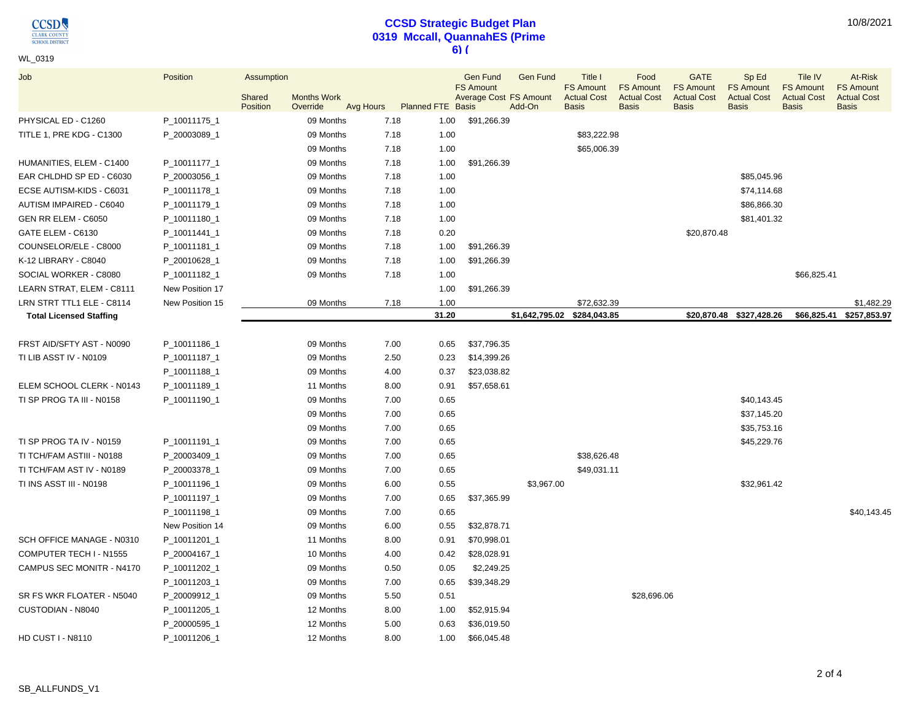# CCSD Strategic Budget Plan
## 0319 Mccall, QuannahES (Prime 6) (

WL_0319

10/8/2021

| Job | Position | Assumption Shared Position | Months Work Override | Avg Hours | Planned FTE | Gen Fund FS Amount Average Cost Basis | Gen Fund FS Amount Add-On | Title I FS Amount Actual Cost Basis | Food FS Amount Actual Cost Basis | GATE FS Amount Actual Cost Basis | Sp Ed FS Amount Actual Cost Basis | Tile IV FS Amount Actual Cost Basis | At-Risk FS Amount Actual Cost Basis |
|---|---|---|---|---|---|---|---|---|---|---|---|---|---|
| PHYSICAL ED - C1260 | P_10011175_1 | | 09 Months | 7.18 | 1.00 | $91,266.39 | | | | | | | |
| TITLE 1, PRE KDG - C1300 | P_20003089_1 | | 09 Months | 7.18 | 1.00 | | | $83,222.98 | | | | | |
| | | | 09 Months | 7.18 | 1.00 | | | $65,006.39 | | | | | |
| HUMANITIES, ELEM - C1400 | P_10011177_1 | | 09 Months | 7.18 | 1.00 | $91,266.39 | | | | | | | |
| EAR CHLDHD SP ED - C6030 | P_20003056_1 | | 09 Months | 7.18 | 1.00 | | | | | | $85,045.96 | | |
| ECSE AUTISM-KIDS - C6031 | P_10011178_1 | | 09 Months | 7.18 | 1.00 | | | | | | $74,114.68 | | |
| AUTISM IMPAIRED - C6040 | P_10011179_1 | | 09 Months | 7.18 | 1.00 | | | | | | $86,866.30 | | |
| GEN RR ELEM - C6050 | P_10011180_1 | | 09 Months | 7.18 | 1.00 | | | | | | $81,401.32 | | |
| GATE ELEM - C6130 | P_10011441_1 | | 09 Months | 7.18 | 0.20 | | | | | $20,870.48 | | | |
| COUNSELOR/ELE - C8000 | P_10011181_1 | | 09 Months | 7.18 | 1.00 | $91,266.39 | | | | | | | |
| K-12 LIBRARY - C8040 | P_20010628_1 | | 09 Months | 7.18 | 1.00 | $91,266.39 | | | | | | | |
| SOCIAL WORKER - C8080 | P_10011182_1 | | 09 Months | 7.18 | 1.00 | | | | | | | $66,825.41 | |
| LEARN STRAT, ELEM - C8111 | New Position 17 | | | | 1.00 | $91,266.39 | | | | | | | |
| LRN STRT TTL1 ELE - C8114 | New Position 15 | | 09 Months | 7.18 | 1.00 | | | $72,632.39 | | | | | $1,482.29 |
| **Total Licensed Staffing** | | | | | **31.20** | | **$1,642,795.02** | **$284,043.85** | | **$20,870.48** | **$327,428.26** | **$66,825.41** | **$257,853.97** |
| FRST AID/SFTY AST - N0090 | P_10011186_1 | | 09 Months | 7.00 | 0.65 | $37,796.35 | | | | | | | |
| TI LIB ASST IV - N0109 | P_10011187_1 | | 09 Months | 2.50 | 0.23 | $14,399.26 | | | | | | | |
| | P_10011188_1 | | 09 Months | 4.00 | 0.37 | $23,038.82 | | | | | | | |
| ELEM SCHOOL CLERK - N0143 | P_10011189_1 | | 11 Months | 8.00 | 0.91 | $57,658.61 | | | | | | | |
| TI SP PROG TA III - N0158 | P_10011190_1 | | 09 Months | 7.00 | 0.65 | | | | | | $40,143.45 | | |
| | | | 09 Months | 7.00 | 0.65 | | | | | | $37,145.20 | | |
| | | | 09 Months | 7.00 | 0.65 | | | | | | $35,753.16 | | |
| TI SP PROG TA IV - N0159 | P_10011191_1 | | 09 Months | 7.00 | 0.65 | | | | | | $45,229.76 | | |
| TI TCH/FAM ASTIII - N0188 | P_20003409_1 | | 09 Months | 7.00 | 0.65 | | | $38,626.48 | | | | | |
| TI TCH/FAM AST IV - N0189 | P_20003378_1 | | 09 Months | 7.00 | 0.65 | | | $49,031.11 | | | | | |
| TI INS ASST III - N0198 | P_10011196_1 | | 09 Months | 6.00 | 0.55 | | $3,967.00 | | | | $32,961.42 | | |
| | P_10011197_1 | | 09 Months | 7.00 | 0.65 | $37,365.99 | | | | | | | |
| | P_10011198_1 | | 09 Months | 7.00 | 0.65 | | | | | | | | $40,143.45 |
| | New Position 14 | | 09 Months | 6.00 | 0.55 | $32,878.71 | | | | | | | |
| SCH OFFICE MANAGE - N0310 | P_10011201_1 | | 11 Months | 8.00 | 0.91 | $70,998.01 | | | | | | | |
| COMPUTER TECH I - N1555 | P_20004167_1 | | 10 Months | 4.00 | 0.42 | $28,028.91 | | | | | | | |
| CAMPUS SEC MONITR - N4170 | P_10011202_1 | | 09 Months | 0.50 | 0.05 | $2,249.25 | | | | | | | |
| | P_10011203_1 | | 09 Months | 7.00 | 0.65 | $39,348.29 | | | | | | | |
| SR FS WKR FLOATER - N5040 | P_20009912_1 | | 09 Months | 5.50 | 0.51 | | | | $28,696.06 | | | | |
| CUSTODIAN - N8040 | P_10011205_1 | | 12 Months | 8.00 | 1.00 | $52,915.94 | | | | | | | |
| | P_20000595_1 | | 12 Months | 5.00 | 0.63 | $36,019.50 | | | | | | | |
| HD CUST I - N8110 | P_10011206_1 | | 12 Months | 8.00 | 1.00 | $66,045.48 | | | | | | | |

SB_ALLFUNDS_V1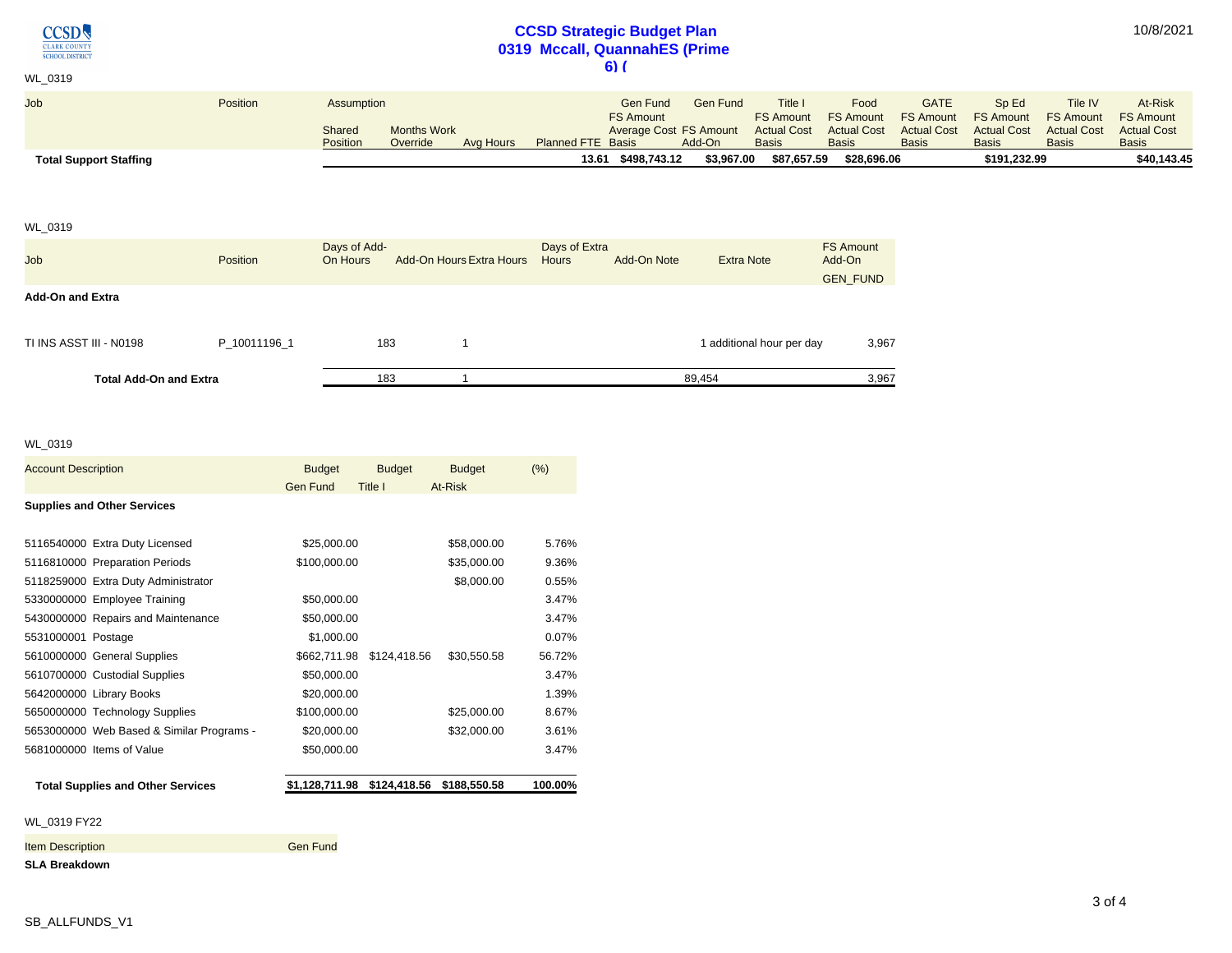CCSD Strategic Budget Plan
0319 Mccall, QuannahES (Prime 6) (

WL_0319

| Job | Position | Assumption Shared Position | Months Work Override | Avg Hours | Planned FTE | Gen Fund FS Amount Average Cost Basis | Gen Fund FS Amount Add-On | Title I FS Amount Actual Cost Basis | Food FS Amount Actual Cost Basis | GATE FS Amount Actual Cost Basis | Sp Ed FS Amount Actual Cost Basis | Tile IV FS Amount Actual Cost Basis | At-Risk FS Amount Actual Cost Basis |
|---|---|---|---|---|---|---|---|---|---|---|---|---|---|
| **Total Support Staffing** | | | | | 13.61 | $498,743.12 | $3,967.00 | $87,657.59 | $28,696.06 | | $191,232.99 | | $40,143.45 |

WL_0319

| Job | Position | Days of Add-On Hours | Add-On Hours | Extra Hours | Days of Extra Hours | Add-On Note | Extra Note | FS Amount Add-On GEN_FUND |
|---|---|---|---|---|---|---|---|---|
| **Add-On and Extra** | | | | | | | | |
| TI INS ASST III - N0198 | P_10011196_1 | 183 | 1 | | | 1 additional hour per day | | 3,967 |
| **Total Add-On and Extra** | | 183 | 1 | | | 89,454 | | 3,967 |

WL_0319

| Account Description | Budget Gen Fund | Budget Title I | Budget At-Risk | (%) |
|---|---|---|---|---|
| **Supplies and Other Services** | | | | |
| 5116540000 Extra Duty Licensed | $25,000.00 | | $58,000.00 | 5.76% |
| 5116810000 Preparation Periods | $100,000.00 | | $35,000.00 | 9.36% |
| 5118259000 Extra Duty Administrator | | | $8,000.00 | 0.55% |
| 5330000000 Employee Training | $50,000.00 | | | 3.47% |
| 5430000000 Repairs and Maintenance | $50,000.00 | | | 3.47% |
| 5531000001 Postage | $1,000.00 | | | 0.07% |
| 5610000000 General Supplies | $662,711.98 | $124,418.56 | $30,550.58 | 56.72% |
| 5610700000 Custodial Supplies | $50,000.00 | | | 3.47% |
| 5642000000 Library Books | $20,000.00 | | | 1.39% |
| 5650000000 Technology Supplies | $100,000.00 | | $25,000.00 | 8.67% |
| 5653000000 Web Based & Similar Programs - | $20,000.00 | | $32,000.00 | 3.61% |
| 5681000000 Items of Value | $50,000.00 | | | 3.47% |
| **Total Supplies and Other Services** | **$1,128,711.98** | **$124,418.56** | **$188,550.58** | **100.00%** |

WL_0319 FY22

| Item Description | Gen Fund |
|---|---|
| **SLA Breakdown** | |

SB_ALLFUNDS_V1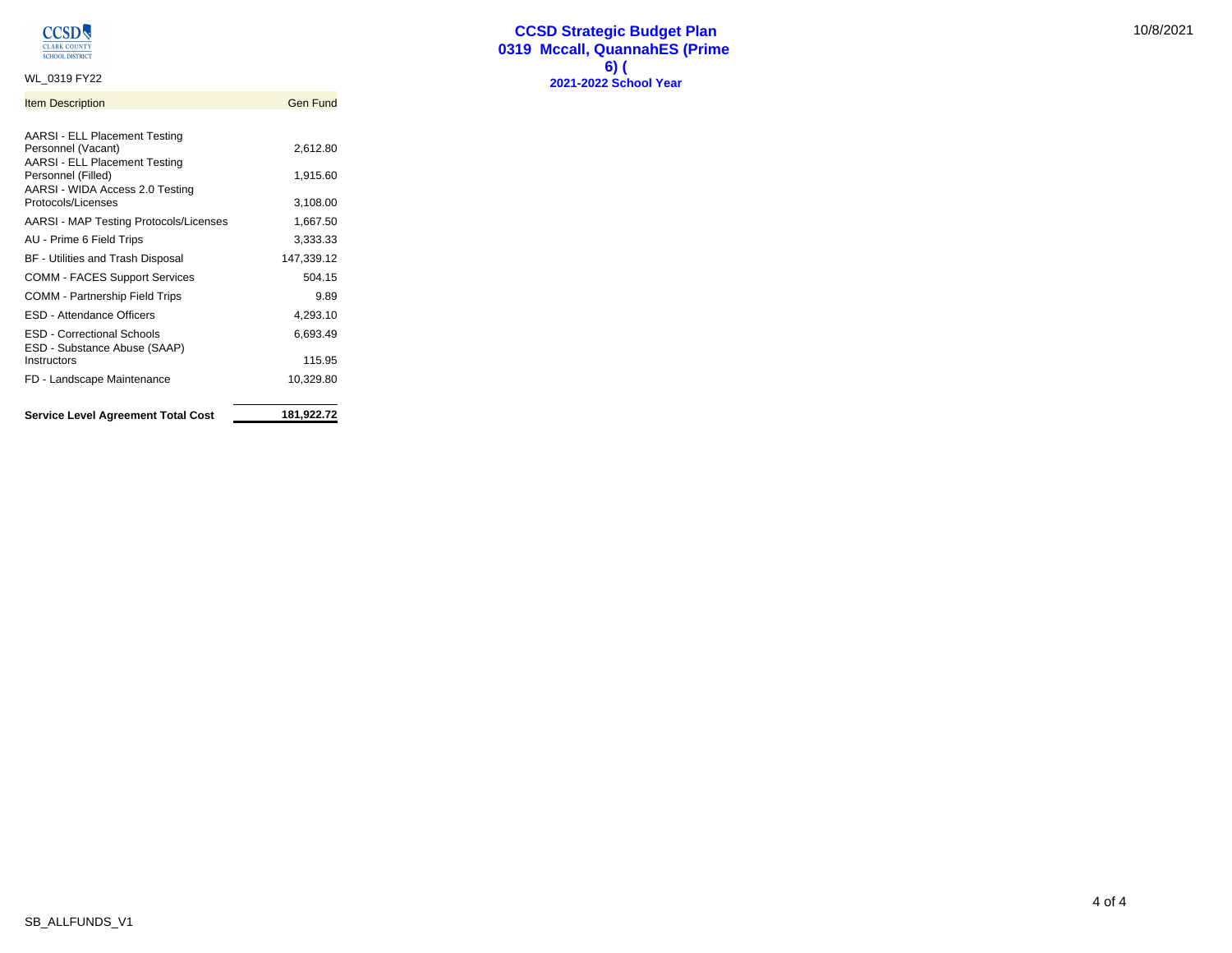CCSD CLARK COUNTY SCHOOL DISTRICT

WL_0319 FY22

# CCSD Strategic Budget Plan
## 0319 Mccall, QuannahES (Prime 6) (
### 2021-2022 School Year

10/8/2021

| Item Description | Gen Fund |
|---|---|
| AARSI - ELL Placement Testing Personnel (Vacant) | 2,612.80 |
| AARSI - ELL Placement Testing Personnel (Filled) | 1,915.60 |
| AARSI - WIDA Access 2.0 Testing Protocols/Licenses | 3,108.00 |
| AARSI - MAP Testing Protocols/Licenses | 1,667.50 |
| AU - Prime 6 Field Trips | 3,333.33 |
| BF - Utilities and Trash Disposal | 147,339.12 |
| COMM - FACES Support Services | 504.15 |
| COMM - Partnership Field Trips | 9.89 |
| ESD - Attendance Officers | 4,293.10 |
| ESD - Correctional Schools | 6,693.49 |
| ESD - Substance Abuse (SAAP) Instructors | 115.95 |
| FD - Landscape Maintenance | 10,329.80 |
| **Service Level Agreement Total Cost** | **181,922.72** |

SB_ALLFUNDS_V1